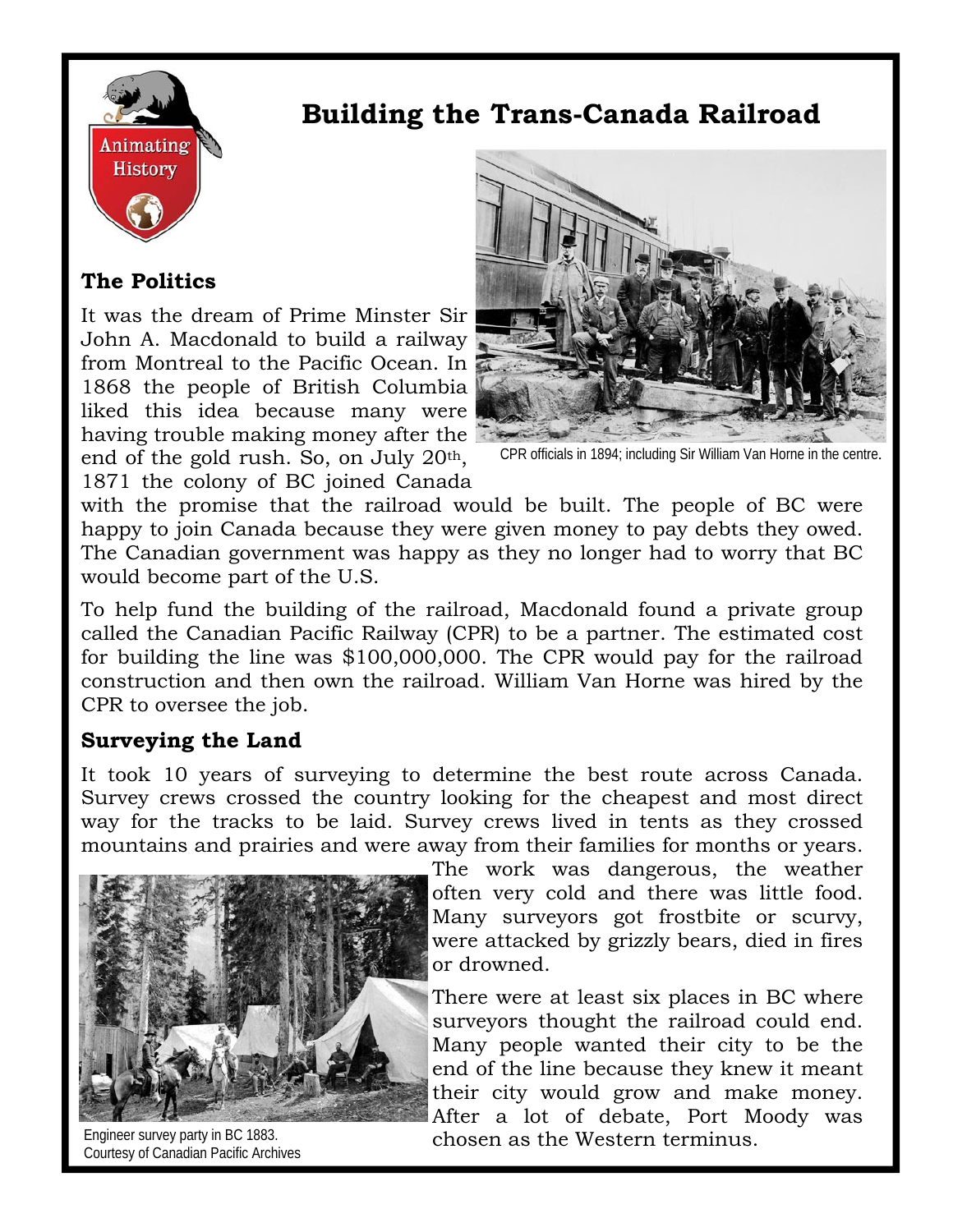# Building the Trans-Canada Railroad

## The Politics

It was the dream of Prime Minster Sir John A. Macdonald to build a railway from Montreal to the Pacific Ocean. In 1868 the people of British Columbia liked this idea because many were having trouble making money after the end of the gold rush. So, on July 20th, 1871 the colony of BC joined Canada with the promise that the railroad would be built. The people of BC were happy to join Canada because they were given money to pay debts they owed. The Canadian government was happy as they no longer had to worry that BC would become part of the U.S.

CPR officials in 1894; including Sir William Van Horne in the centre.

To help fund the building of the railroad, Macdonald found a private group called the Canadian Pacific Railway (CPR) to be a partner. The estimated cost for building the line was $100,000,000. The CPR would pay for the railroad construction and then own the railroad. William Van Horne was hired by the CPR to oversee the job.

## Surveying the Land

It took 10 years of surveying to determine the best route across Canada. Survey crews crossed the country looking for the cheapest and most direct way for the tracks to be laid. Survey crews lived in tents as they crossed mountains and prairies and were away from their families for months or years. The work was dangerous, the weather often very cold and there was little food. Many surveyors got frostbite or scurvy, were attacked by grizzly bears, died in fires or drowned.

Engineer survey party in BC 1883.
Courtesy of Canadian Pacific Archives

There were at least six places in BC where surveyors thought the railroad could end. Many people wanted their city to be the end of the line because they knew it meant their city would grow and make money. After a lot of debate, Port Moody was chosen as the Western terminus.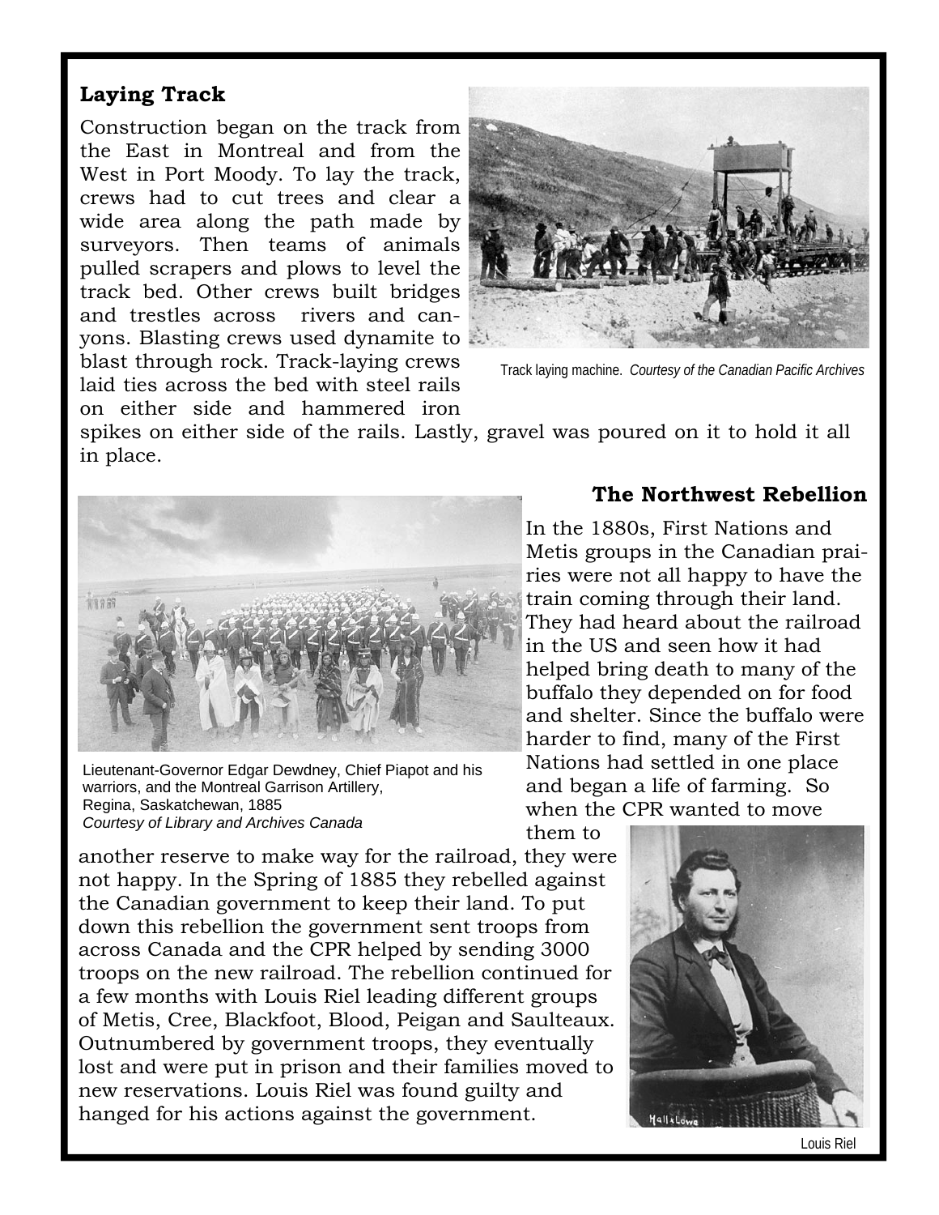## Laying Track

Construction began on the track from the East in Montreal and from the West in Port Moody. To lay the track, crews had to cut trees and clear a wide area along the path made by surveyors. Then teams of animals pulled scrapers and plows to level the track bed. Other crews built bridges and trestles across rivers and canyons. Blasting crews used dynamite to blast through rock. Track-laying crews laid ties across the bed with steel rails on either side and hammered iron spikes on either side of the rails. Lastly, gravel was poured on it to hold it all in place.

Track laying machine. *Courtesy of the Canadian Pacific Archives*

## The Northwest Rebellion

In the 1880s, First Nations and Metis groups in the Canadian prairies were not all happy to have the train coming through their land. They had heard about the railroad in the US and seen how it had helped bring death to many of the buffalo they depended on for food and shelter. Since the buffalo were harder to find, many of the First Nations had settled in one place and began a life of farming. So when the CPR wanted to move them to another reserve to make way for the railroad, they were not happy. In the Spring of 1885 they rebelled against the Canadian government to keep their land. To put down this rebellion the government sent troops from across Canada and the CPR helped by sending 3000 troops on the new railroad. The rebellion continued for a few months with Louis Riel leading different groups of Metis, Cree, Blackfoot, Blood, Peigan and Saulteaux. Outnumbered by government troops, they eventually lost and were put in prison and their families moved to new reservations. Louis Riel was found guilty and hanged for his actions against the government.

Lieutenant-Governor Edgar Dewdney, Chief Piapot and his warriors, and the Montreal Garrison Artillery, Regina, Saskatchewan, 1885
*Courtesy of Library and Archives Canada*

Louis Riel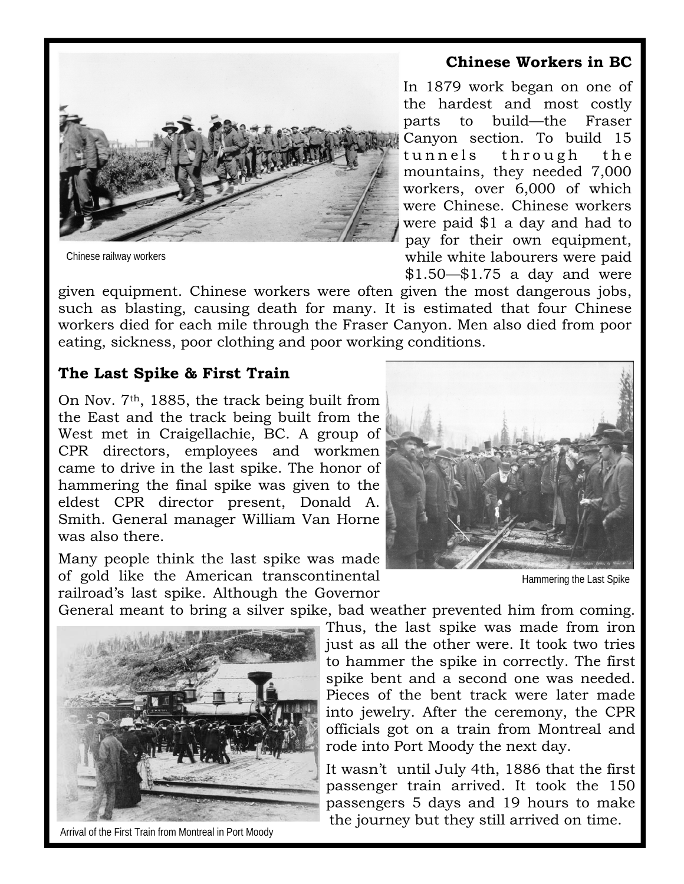Chinese railway workers

## Chinese Workers in BC

In 1879 work began on one of the hardest and most costly parts to build—the Fraser Canyon section. To build 15 tunnels through the mountains, they needed 7,000 workers, over 6,000 of which were Chinese. Chinese workers were paid $1 a day and had to pay for their own equipment, while white labourers were paid $1.50—$1.75 a day and were given equipment. Chinese workers were often given the most dangerous jobs, such as blasting, causing death for many. It is estimated that four Chinese workers died for each mile through the Fraser Canyon. Men also died from poor eating, sickness, poor clothing and poor working conditions.

## The Last Spike & First Train

On Nov. 7th, 1885, the track being built from the East and the track being built from the West met in Craigellachie, BC. A group of CPR directors, employees and workmen came to drive in the last spike. The honor of hammering the final spike was given to the eldest CPR director present, Donald A. Smith. General manager William Van Horne was also there.

Hammering the Last Spike

Many people think the last spike was made of gold like the American transcontinental railroad's last spike. Although the Governor General meant to bring a silver spike, bad weather prevented him from coming. Thus, the last spike was made from iron just as all the other were. It took two tries to hammer the spike in correctly. The first spike bent and a second one was needed. Pieces of the bent track were later made into jewelry. After the ceremony, the CPR officials got on a train from Montreal and rode into Port Moody the next day.

It wasn't until July 4th, 1886 that the first passenger train arrived. It took the 150 passengers 5 days and 19 hours to make the journey but they still arrived on time.

Arrival of the First Train from Montreal in Port Moody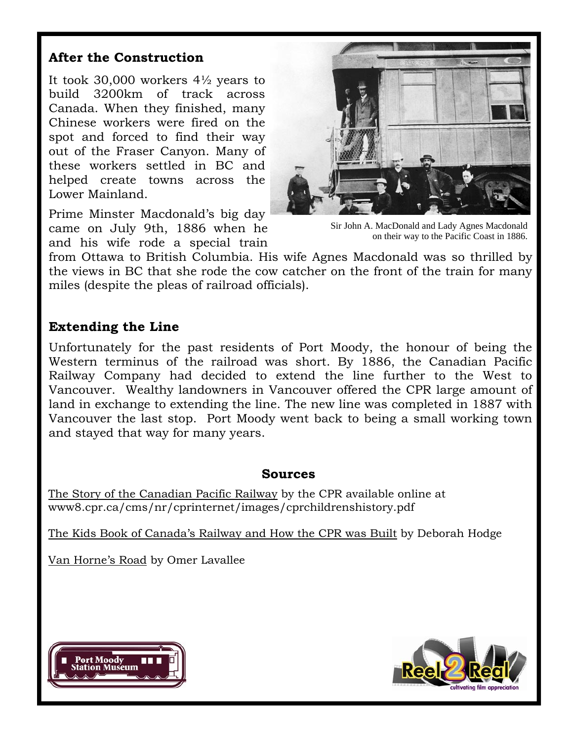## After the Construction

It took 30,000 workers 4½ years to build 3200km of track across Canada. When they finished, many Chinese workers were fired on the spot and forced to find their way out of the Fraser Canyon. Many of these workers settled in BC and helped create towns across the Lower Mainland.

Sir John A. MacDonald and Lady Agnes Macdonald on their way to the Pacific Coast in 1886.

Prime Minster Macdonald's big day came on July 9th, 1886 when he and his wife rode a special train from Ottawa to British Columbia. His wife Agnes Macdonald was so thrilled by the views in BC that she rode the cow catcher on the front of the train for many miles (despite the pleas of railroad officials).

## Extending the Line

Unfortunately for the past residents of Port Moody, the honour of being the Western terminus of the railroad was short. By 1886, the Canadian Pacific Railway Company had decided to extend the line further to the West to Vancouver. Wealthy landowners in Vancouver offered the CPR large amount of land in exchange to extending the line. The new line was completed in 1887 with Vancouver the last stop. Port Moody went back to being a small working town and stayed that way for many years.

### Sources

The Story of the Canadian Pacific Railway by the CPR available online at www8.cpr.ca/cms/nr/cprinternet/images/cprchildrenshistory.pdf

The Kids Book of Canada's Railway and How the CPR was Built by Deborah Hodge

Van Horne's Road by Omer Lavallee

Port Moody Station Museum

Reel 2 Real cultivating film appreciation